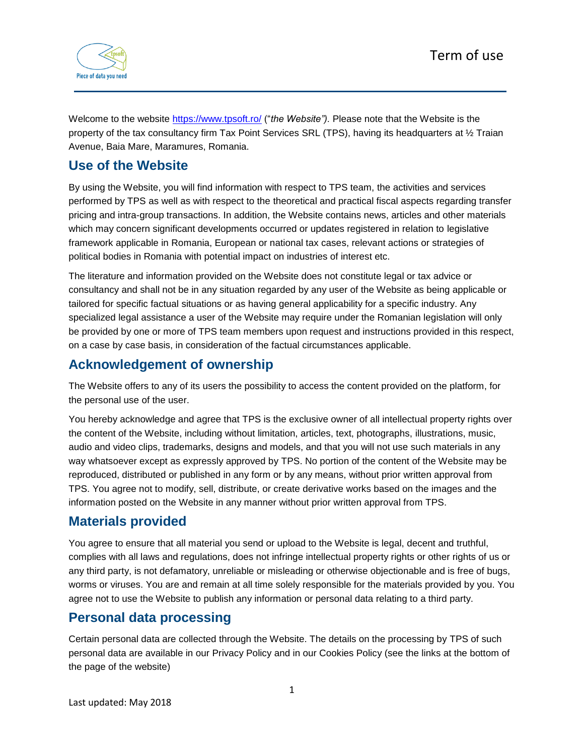# Term of use

Welcome to the website https://www.tpsoft.ro/ ("*the Website")*. Please note that the Website is the property of the tax consultancy firm Tax Point Services SRL (TPS), having its headquarters at ½ Traian Avenue, Baia Mare, Maramures, Romania.

## Use of the Website

By using the Website, you will find information with respect to TPS team, the activities and services performed by TPS as well as with respect to the theoretical and practical fiscal aspects regarding transfer pricing and intra-group transactions. In addition, the Website contains news, articles and other materials which may concern significant developments occurred or updates registered in relation to legislative framework applicable in Romania, European or national tax cases, relevant actions or strategies of political bodies in Romania with potential impact on industries of interest etc.

The literature and information provided on the Website does not constitute legal or tax advice or consultancy and shall not be in any situation regarded by any user of the Website as being applicable or tailored for specific factual situations or as having general applicability for a specific industry. Any specialized legal assistance a user of the Website may require under the Romanian legislation will only be provided by one or more of TPS team members upon request and instructions provided in this respect, on a case by case basis, in consideration of the factual circumstances applicable.

## Acknowledgement of ownership

The Website offers to any of its users the possibility to access the content provided on the platform, for the personal use of the user.

You hereby acknowledge and agree that TPS is the exclusive owner of all intellectual property rights over the content of the Website, including without limitation, articles, text, photographs, illustrations, music, audio and video clips, trademarks, designs and models, and that you will not use such materials in any way whatsoever except as expressly approved by TPS. No portion of the content of the Website may be reproduced, distributed or published in any form or by any means, without prior written approval from TPS. You agree not to modify, sell, distribute, or create derivative works based on the images and the information posted on the Website in any manner without prior written approval from TPS.

## Materials provided

You agree to ensure that all material you send or upload to the Website is legal, decent and truthful, complies with all laws and regulations, does not infringe intellectual property rights or other rights of us or any third party, is not defamatory, unreliable or misleading or otherwise objectionable and is free of bugs, worms or viruses. You are and remain at all time solely responsible for the materials provided by you. You agree not to use the Website to publish any information or personal data relating to a third party.

## Personal data processing

Certain personal data are collected through the Website. The details on the processing by TPS of such personal data are available in our Privacy Policy and in our Cookies Policy (see the links at the bottom of the page of the website)

Last updated: May 2018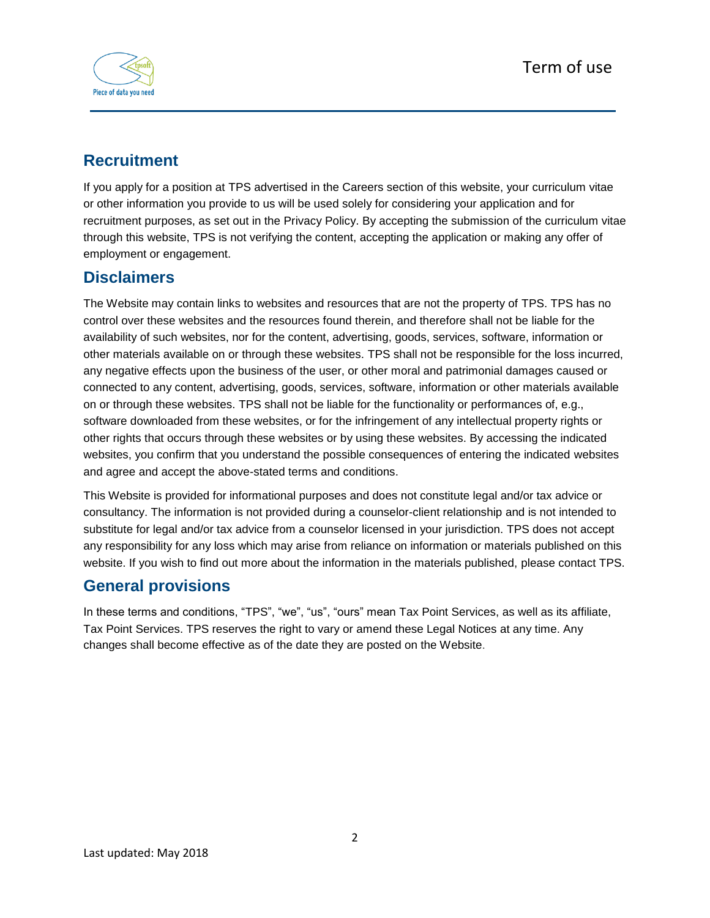## Recruitment

If you apply for a position at TPS advertised in the Careers section of this website, your curriculum vitae or other information you provide to us will be used solely for considering your application and for recruitment purposes, as set out in the Privacy Policy. By accepting the submission of the curriculum vitae through this website, TPS is not verifying the content, accepting the application or making any offer of employment or engagement.

## Disclaimers

The Website may contain links to websites and resources that are not the property of TPS. TPS has no control over these websites and the resources found therein, and therefore shall not be liable for the availability of such websites, nor for the content, advertising, goods, services, software, information or other materials available on or through these websites. TPS shall not be responsible for the loss incurred, any negative effects upon the business of the user, or other moral and patrimonial damages caused or connected to any content, advertising, goods, services, software, information or other materials available on or through these websites. TPS shall not be liable for the functionality or performances of, e.g., software downloaded from these websites, or for the infringement of any intellectual property rights or other rights that occurs through these websites or by using these websites. By accessing the indicated websites, you confirm that you understand the possible consequences of entering the indicated websites and agree and accept the above-stated terms and conditions.

This Website is provided for informational purposes and does not constitute legal and/or tax advice or consultancy. The information is not provided during a counselor-client relationship and is not intended to substitute for legal and/or tax advice from a counselor licensed in your jurisdiction. TPS does not accept any responsibility for any loss which may arise from reliance on information or materials published on this website. If you wish to find out more about the information in the materials published, please contact TPS.

## General provisions

In these terms and conditions, “TPS”, “we”, “us”, “ours” mean Tax Point Services, as well as its affiliate, Tax Point Services. TPS reserves the right to vary or amend these Legal Notices at any time. Any changes shall become effective as of the date they are posted on the Website.

Last updated: May 2018